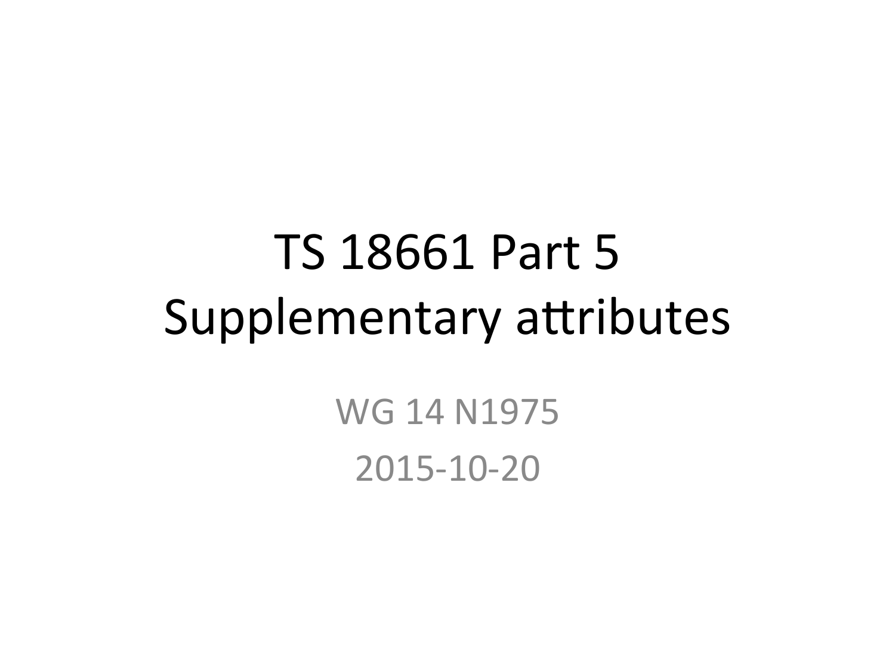# TS 18661 Part 5 Supplementary attributes

WG 14 N1975

2015-10-20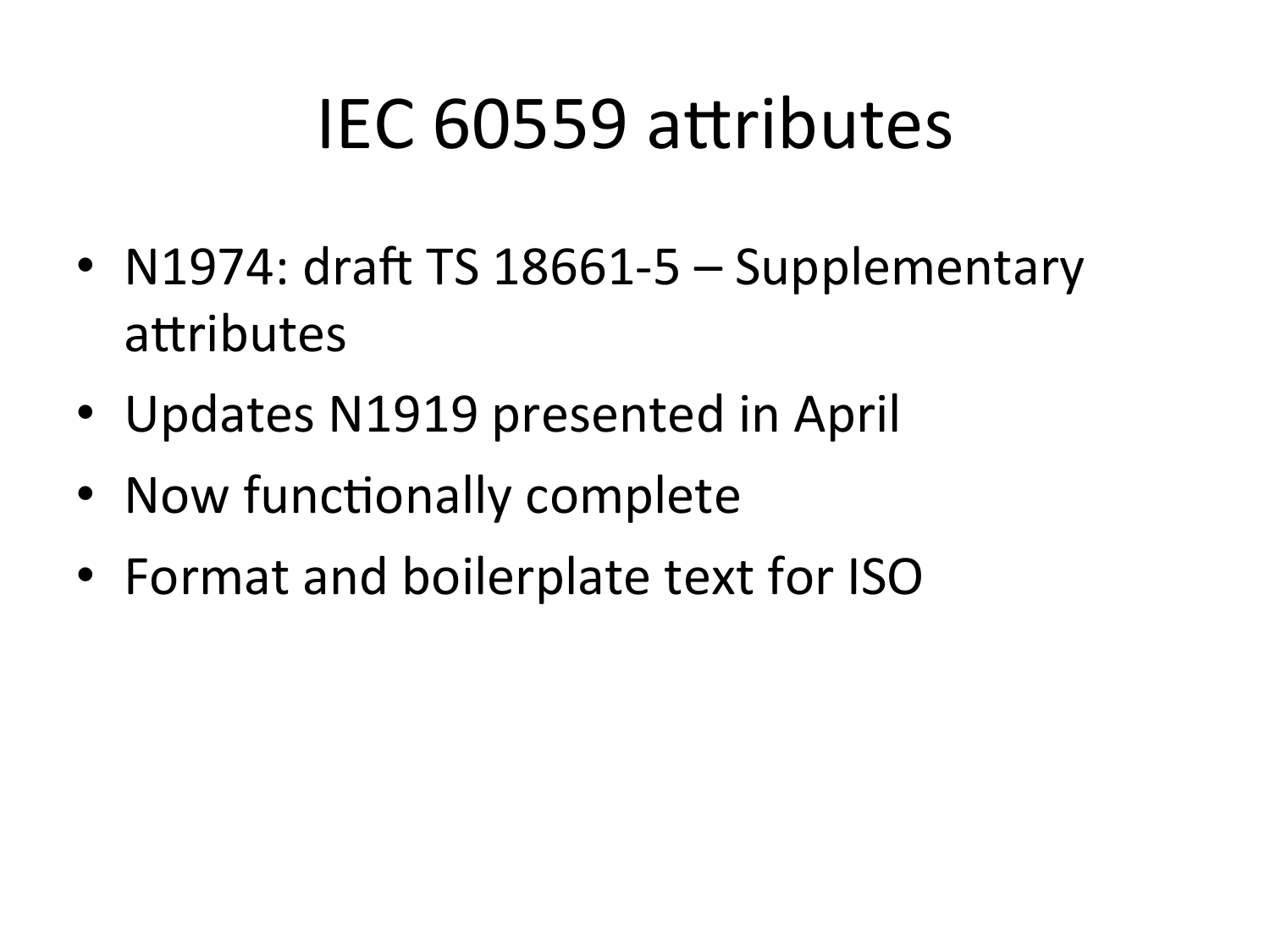# IEC 60559 attributes

- N1974: draft TS 18661-5 – Supplementary attributes
- Updates N1919 presented in April
- Now functionally complete
- Format and boilerplate text for ISO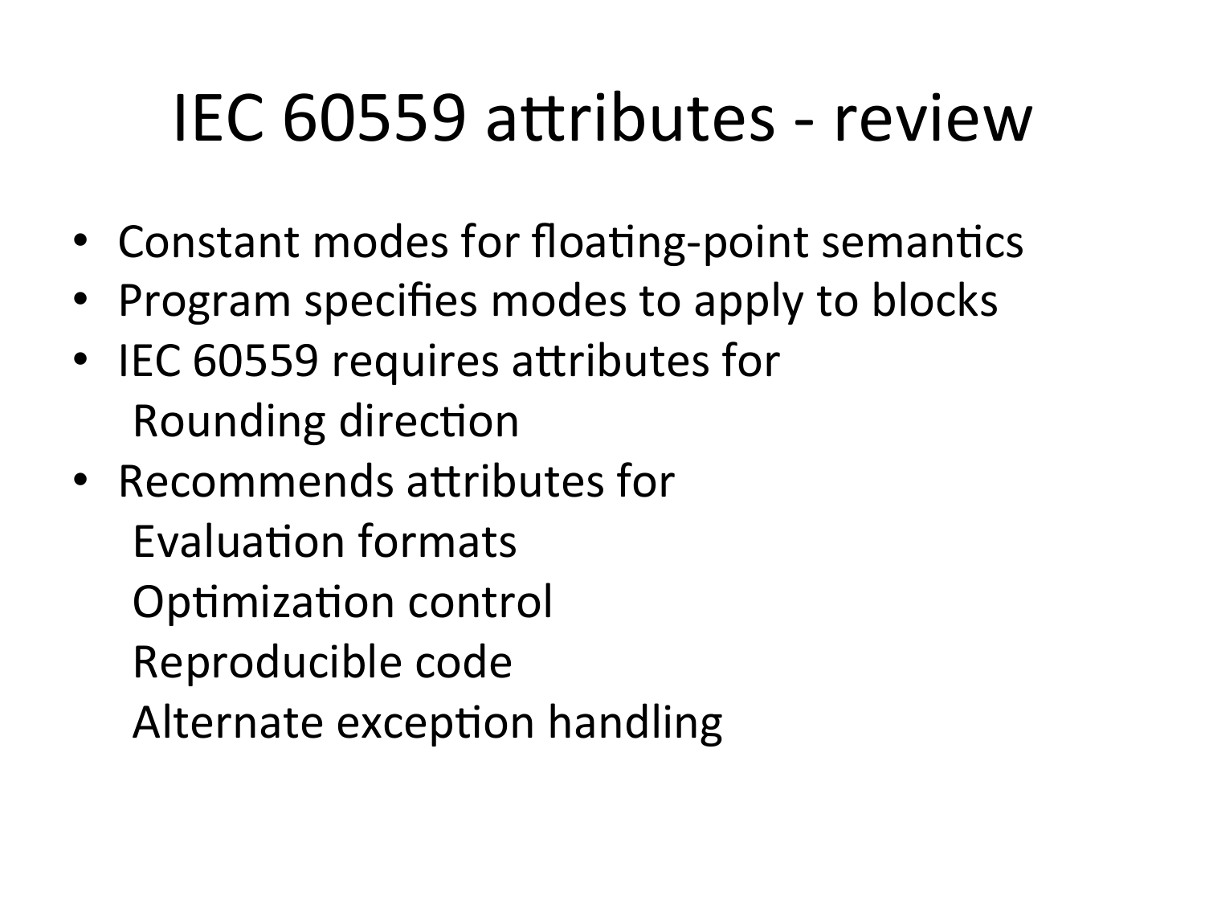# IEC 60559 attributes - review

- Constant modes for floating-point semantics
- Program specifies modes to apply to blocks
- IEC 60559 requires attributes for
  - Rounding direction
- Recommends attributes for
  - Evaluation formats
  - Optimization control
  - Reproducible code
  - Alternate exception handling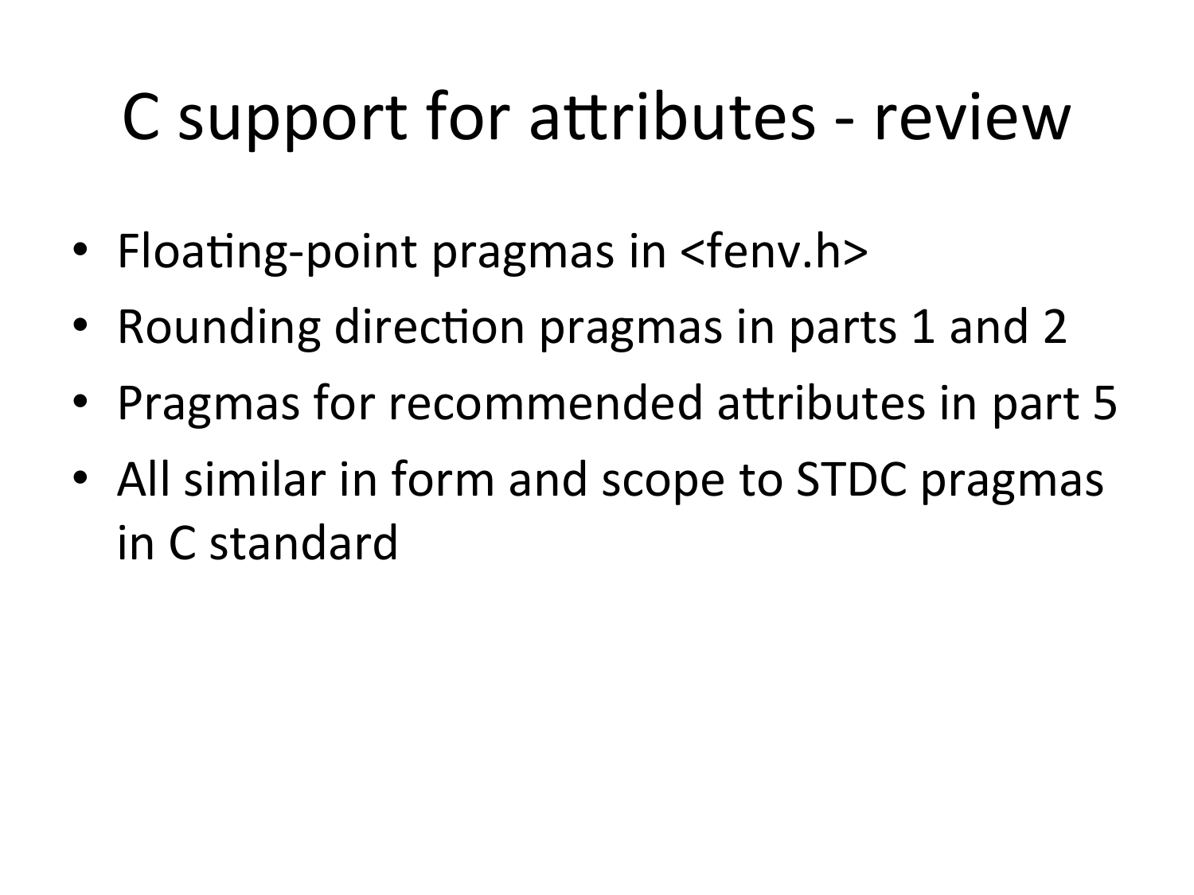# C support for attributes - review

- Floating-point pragmas in <fenv.h>
- Rounding direction pragmas in parts 1 and 2
- Pragmas for recommended attributes in part 5
- All similar in form and scope to STDC pragmas in C standard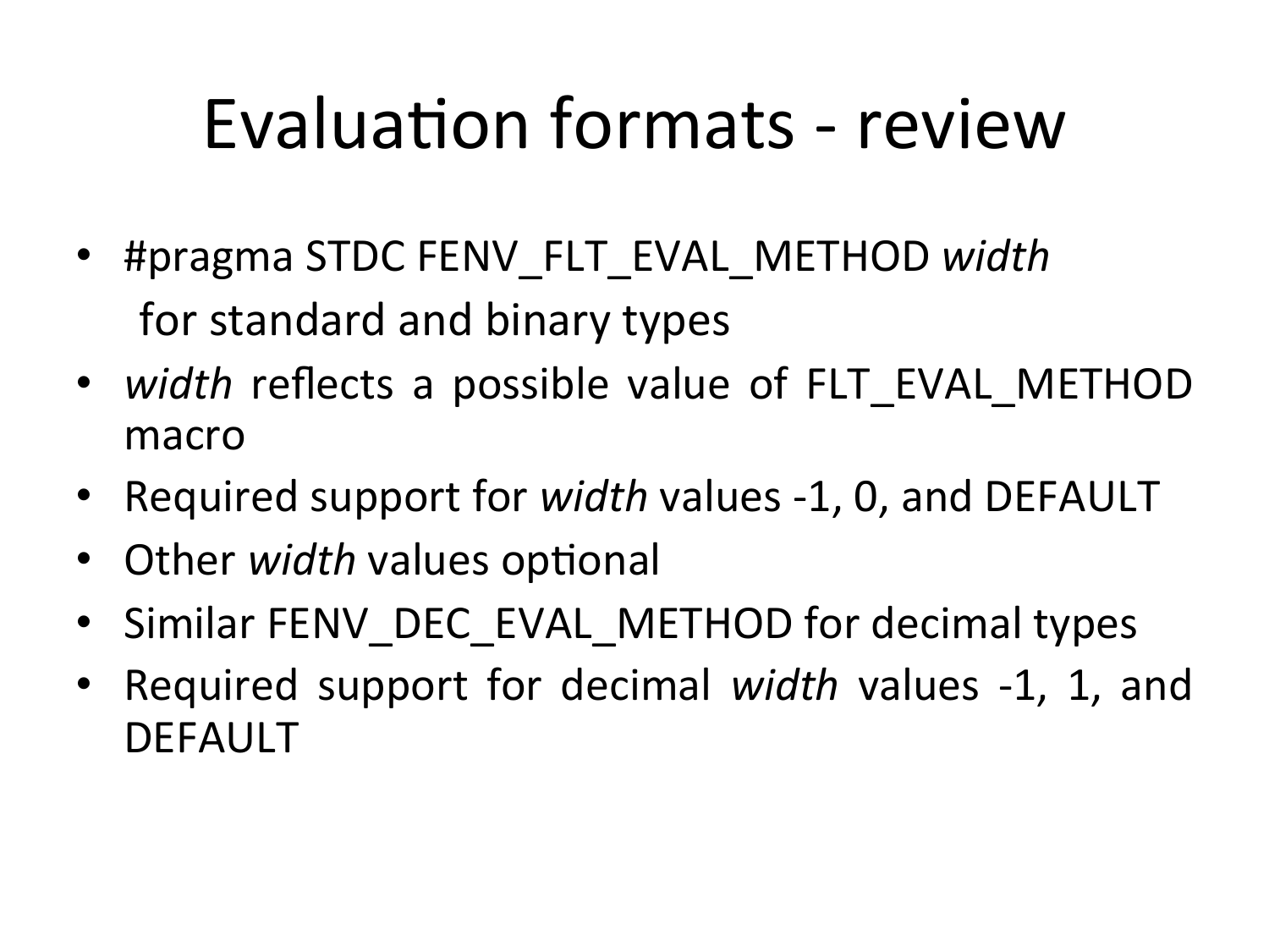# Evaluation formats - review

- #pragma STDC FENV_FLT_EVAL_METHOD *width*
  for standard and binary types
- *width* reflects a possible value of FLT_EVAL_METHOD macro
- Required support for *width* values -1, 0, and DEFAULT
- Other *width* values optional
- Similar FENV_DEC_EVAL_METHOD for decimal types
- Required support for decimal *width* values -1, 1, and DEFAULT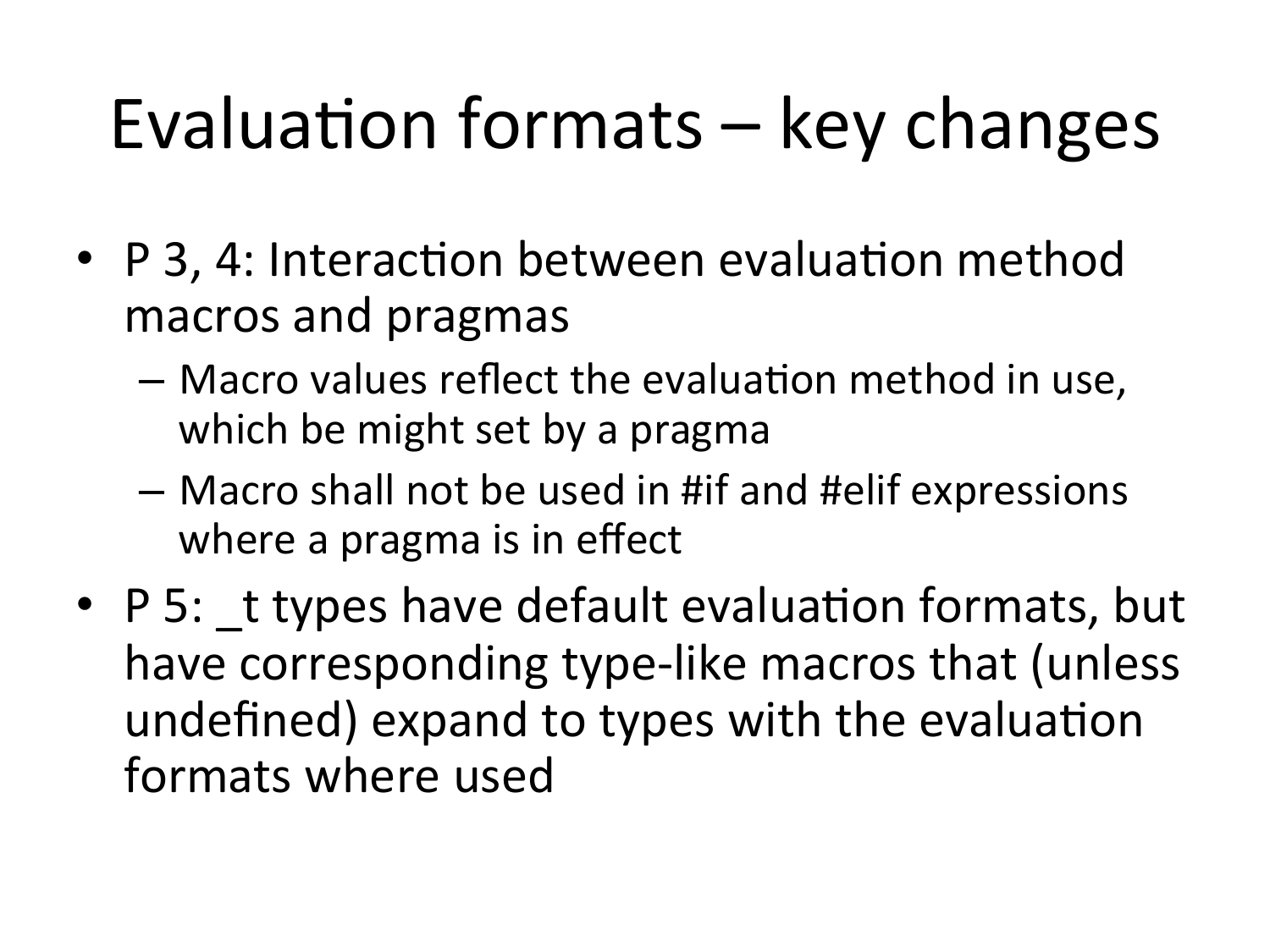# Evaluation formats – key changes

- P 3, 4: Interaction between evaluation method macros and pragmas
  - Macro values reflect the evaluation method in use, which be might set by a pragma
  - Macro shall not be used in #if and #elif expressions where a pragma is in effect
- P 5: _t types have default evaluation formats, but have corresponding type-like macros that (unless undefined) expand to types with the evaluation formats where used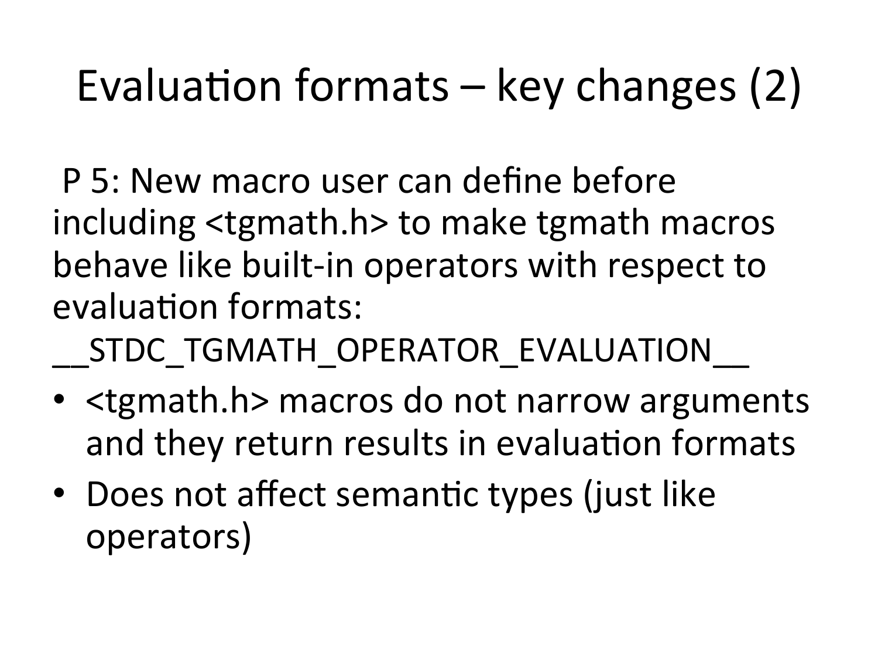# Evaluation formats – key changes (2)

P 5: New macro user can define before including <tgmath.h> to make tgmath macros behave like built-in operators with respect to evaluation formats:
__STDC_TGMATH_OPERATOR_EVALUATION__

- <tgmath.h> macros do not narrow arguments and they return results in evaluation formats
- Does not affect semantic types (just like operators)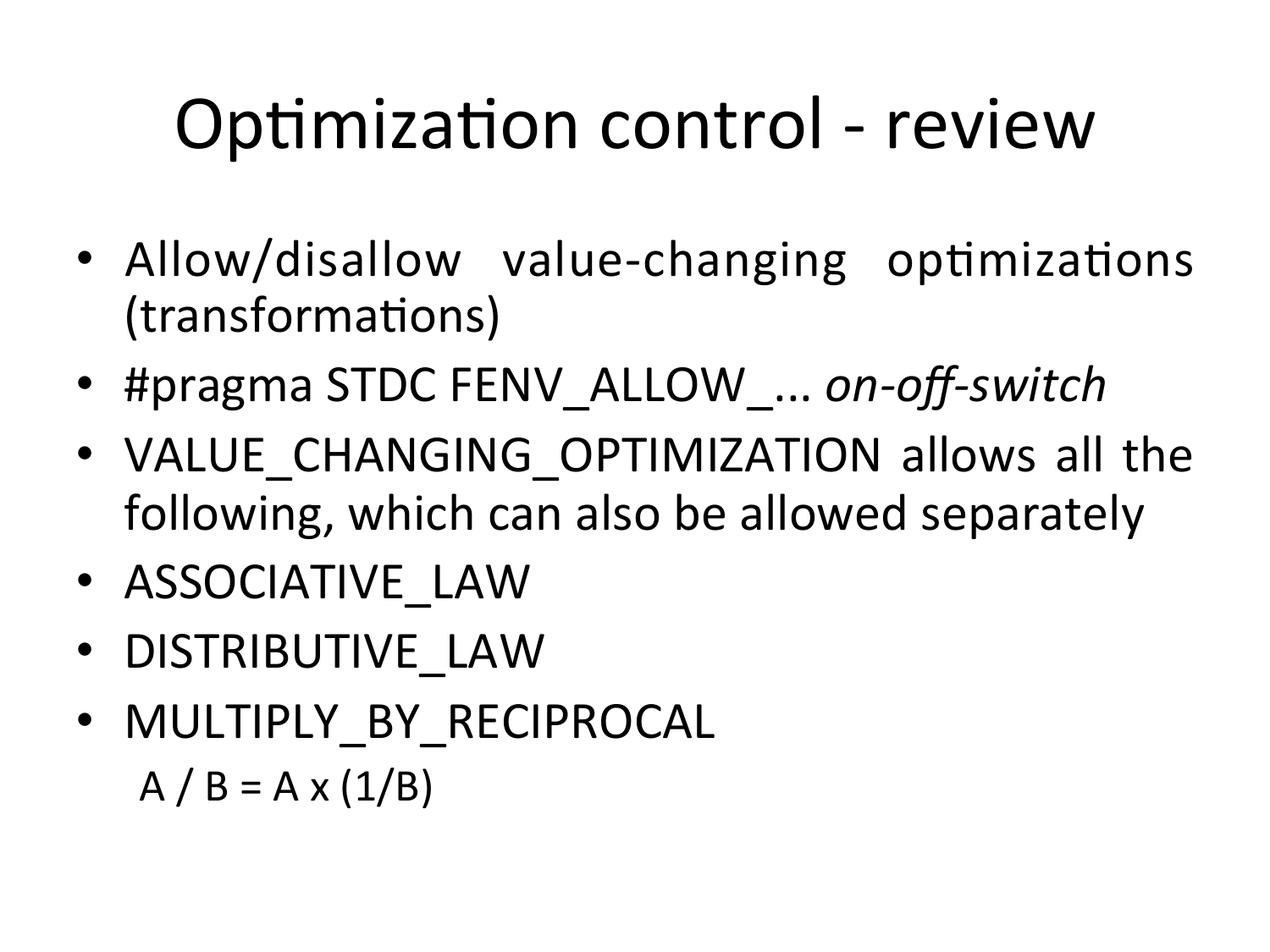# Optimization control - review

- Allow/disallow value-changing optimizations (transformations)
- #pragma STDC FENV_ALLOW_... *on-off-switch*
- VALUE_CHANGING_OPTIMIZATION allows all the following, which can also be allowed separately
- ASSOCIATIVE_LAW
- DISTRIBUTIVE_LAW
- MULTIPLY_BY_RECIPROCAL

  A / B = A x (1/B)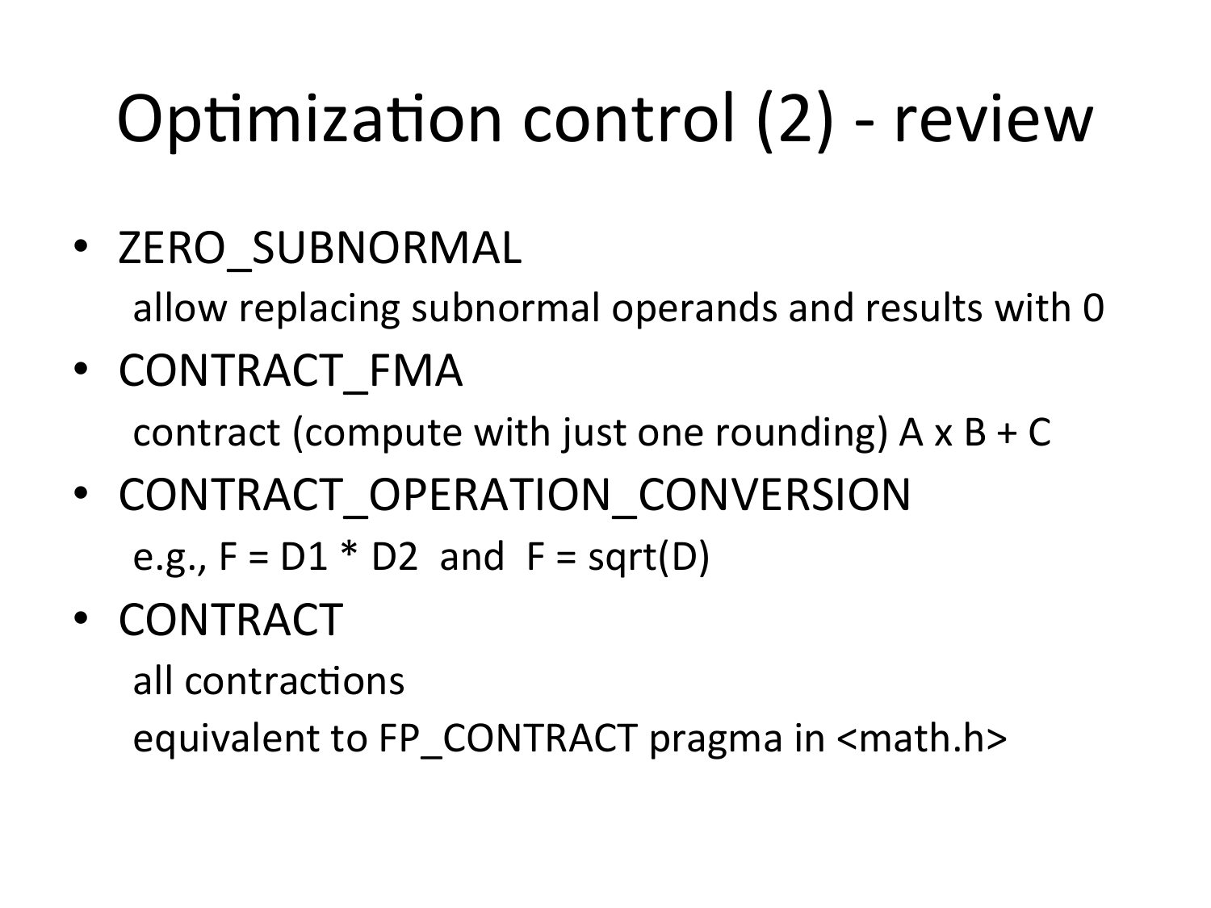# Optimization control (2) - review

- ZERO_SUBNORMAL
  allow replacing subnormal operands and results with 0
- CONTRACT_FMA
  contract (compute with just one rounding) A x B + C
- CONTRACT_OPERATION_CONVERSION
  e.g., F = D1 * D2 and F = sqrt(D)
- CONTRACT
  all contractions
  equivalent to FP_CONTRACT pragma in <math.h>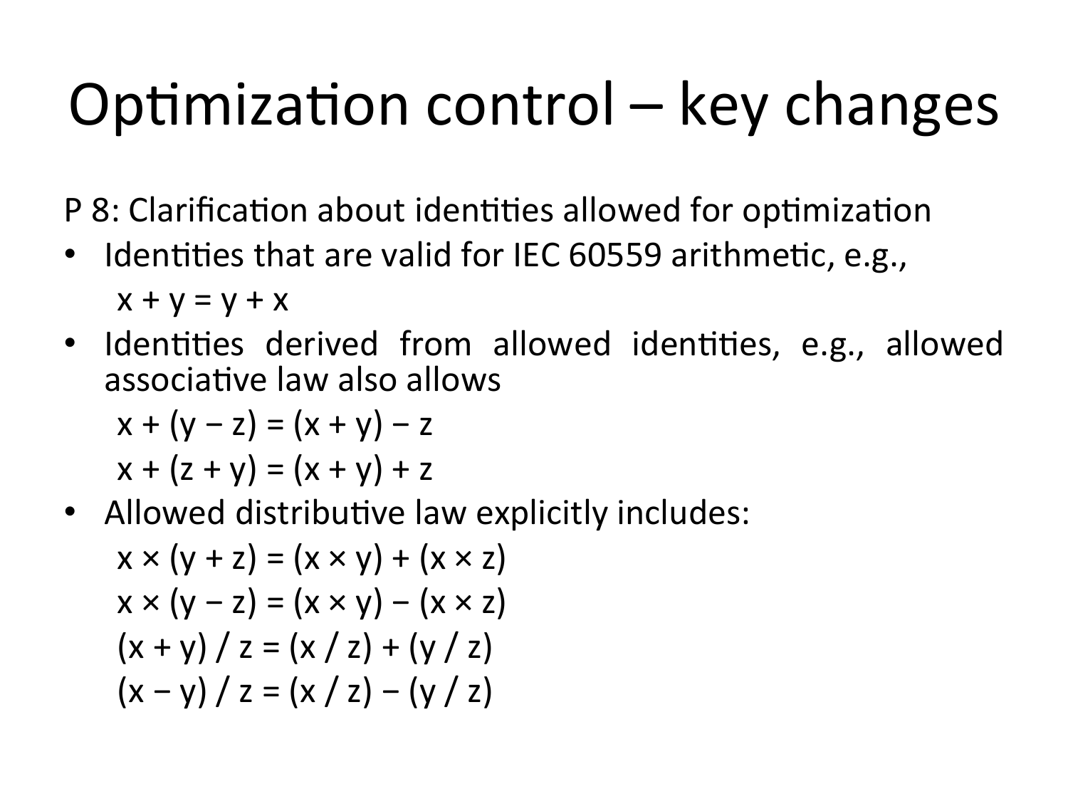# Optimization control – key changes

P 8: Clarification about identities allowed for optimization

- Identities that are valid for IEC 60559 arithmetic, e.g.,

  $x + y = y + x$

- Identities derived from allowed identities, e.g., allowed associative law also allows

  $x + (y - z) = (x + y) - z$

  $x + (z + y) = (x + y) + z$

- Allowed distributive law explicitly includes:

  $x \times (y + z) = (x \times y) + (x \times z)$

  $x \times (y - z) = (x \times y) - (x \times z)$

  $(x + y) / z = (x / z) + (y / z)$

  $(x - y) / z = (x / z) - (y / z)$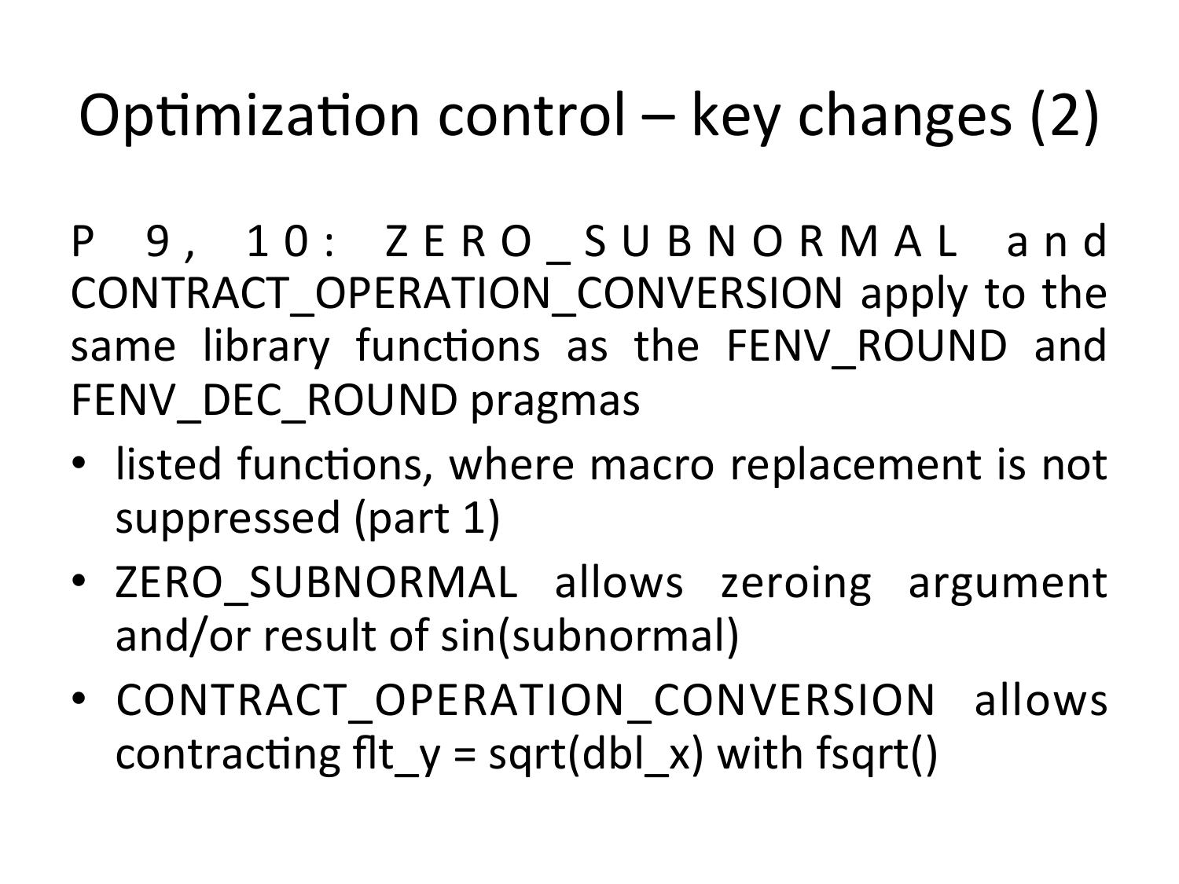# Optimization control – key changes (2)

P 9, 10: ZERO_SUBNORMAL and CONTRACT_OPERATION_CONVERSION apply to the same library functions as the FENV_ROUND and FENV_DEC_ROUND pragmas

- listed functions, where macro replacement is not suppressed (part 1)
- ZERO_SUBNORMAL allows zeroing argument and/or result of sin(subnormal)
- CONTRACT_OPERATION_CONVERSION allows contracting flt_y = sqrt(dbl_x) with fsqrt()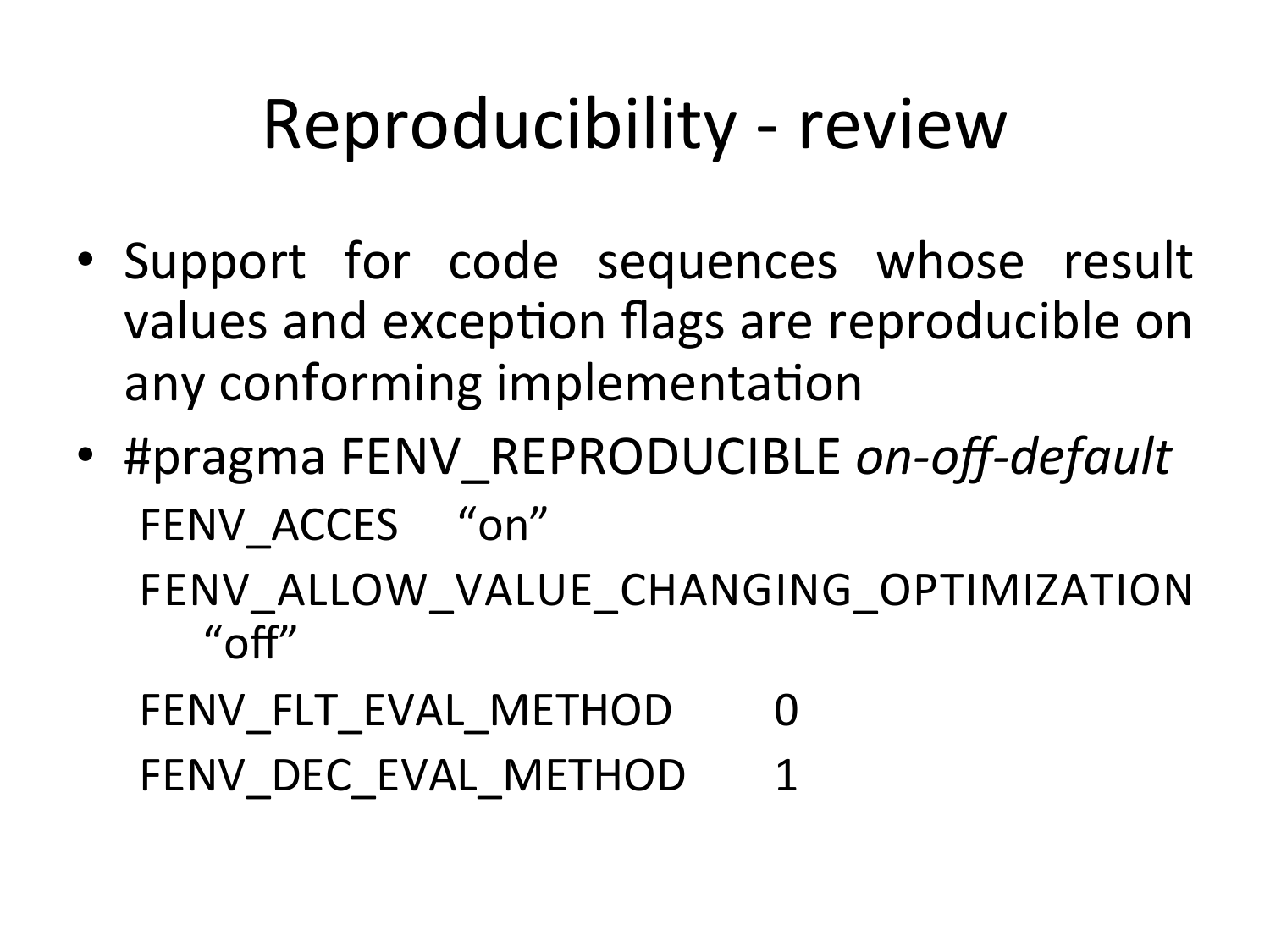# Reproducibility - review

- Support for code sequences whose result values and exception flags are reproducible on any conforming implementation
- #pragma FENV_REPRODUCIBLE *on-off-default*

  FENV_ACCES "on"

  FENV_ALLOW_VALUE_CHANGING_OPTIMIZATION "off"

  FENV_FLT_EVAL_METHOD 0

  FENV_DEC_EVAL_METHOD 1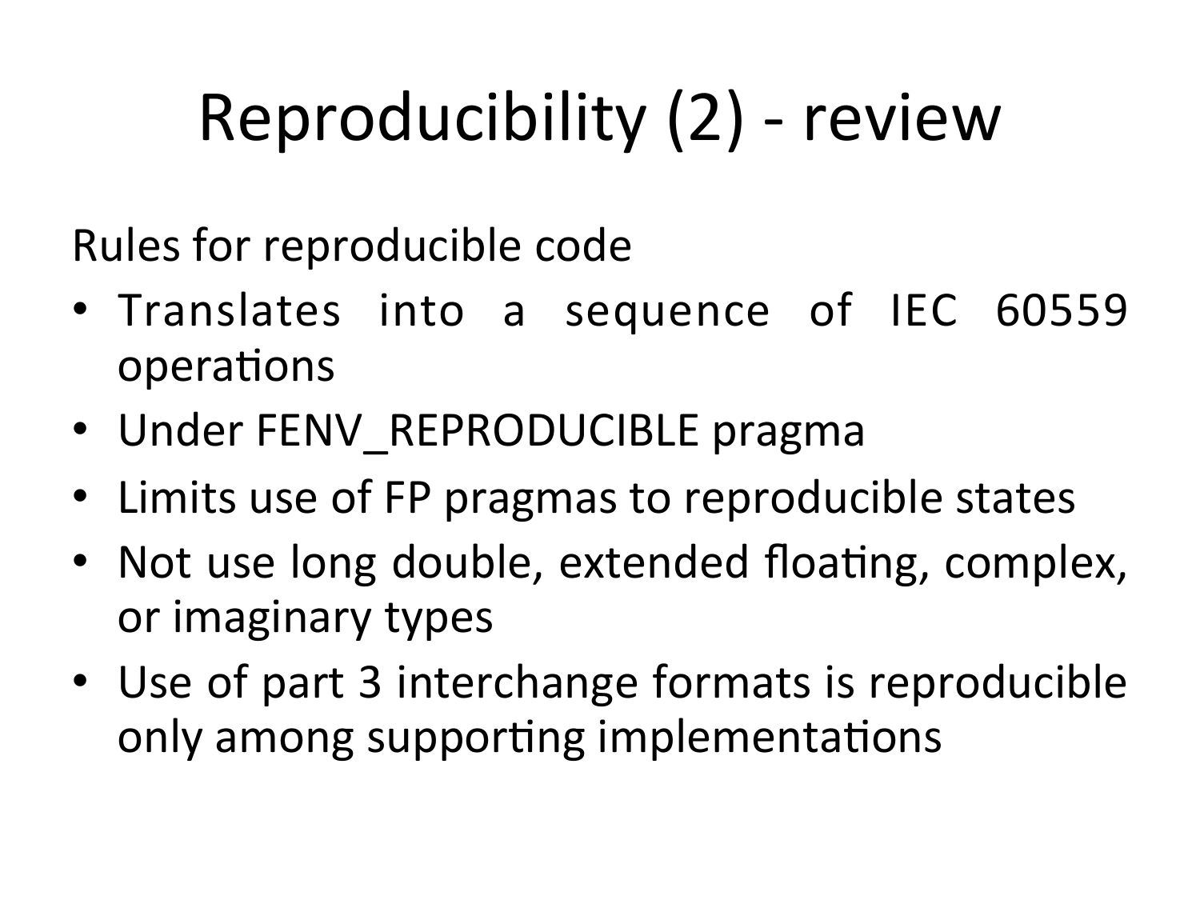# Reproducibility (2) - review

Rules for reproducible code

- Translates into a sequence of IEC 60559 operations
- Under FENV_REPRODUCIBLE pragma
- Limits use of FP pragmas to reproducible states
- Not use long double, extended floating, complex, or imaginary types
- Use of part 3 interchange formats is reproducible only among supporting implementations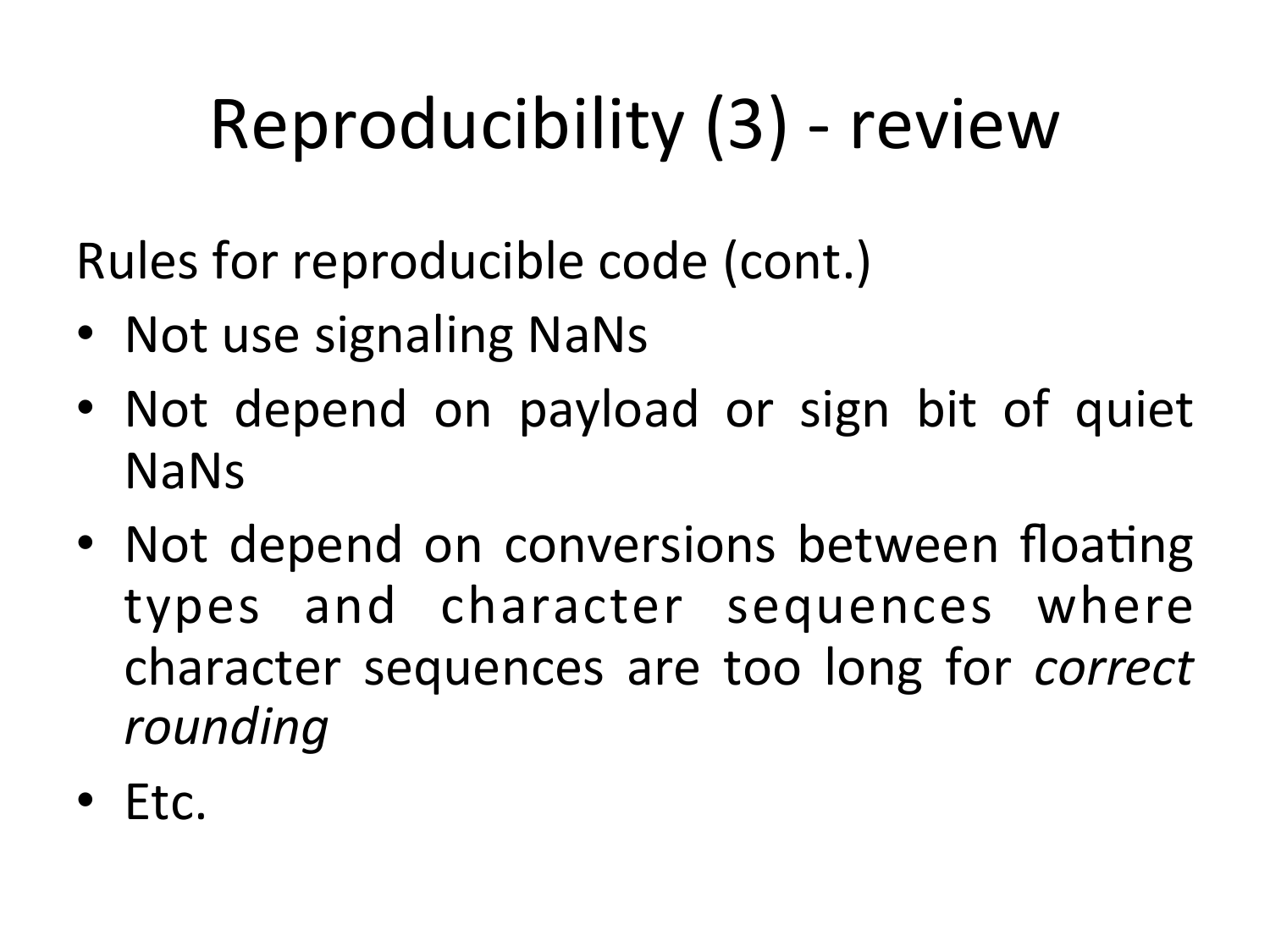# Reproducibility (3) - review

Rules for reproducible code (cont.)

- Not use signaling NaNs
- Not depend on payload or sign bit of quiet NaNs
- Not depend on conversions between floating types and character sequences where character sequences are too long for *correct rounding*
- Etc.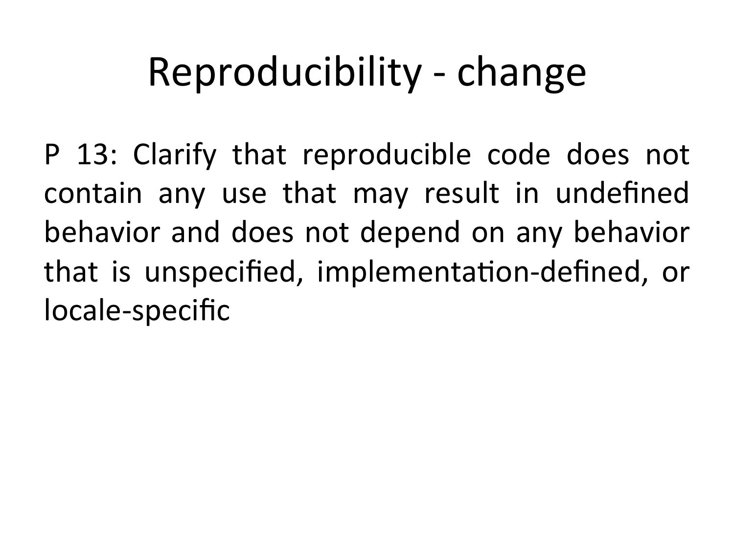# Reproducibility - change

P 13: Clarify that reproducible code does not contain any use that may result in undefined behavior and does not depend on any behavior that is unspecified, implementation-defined, or locale-specific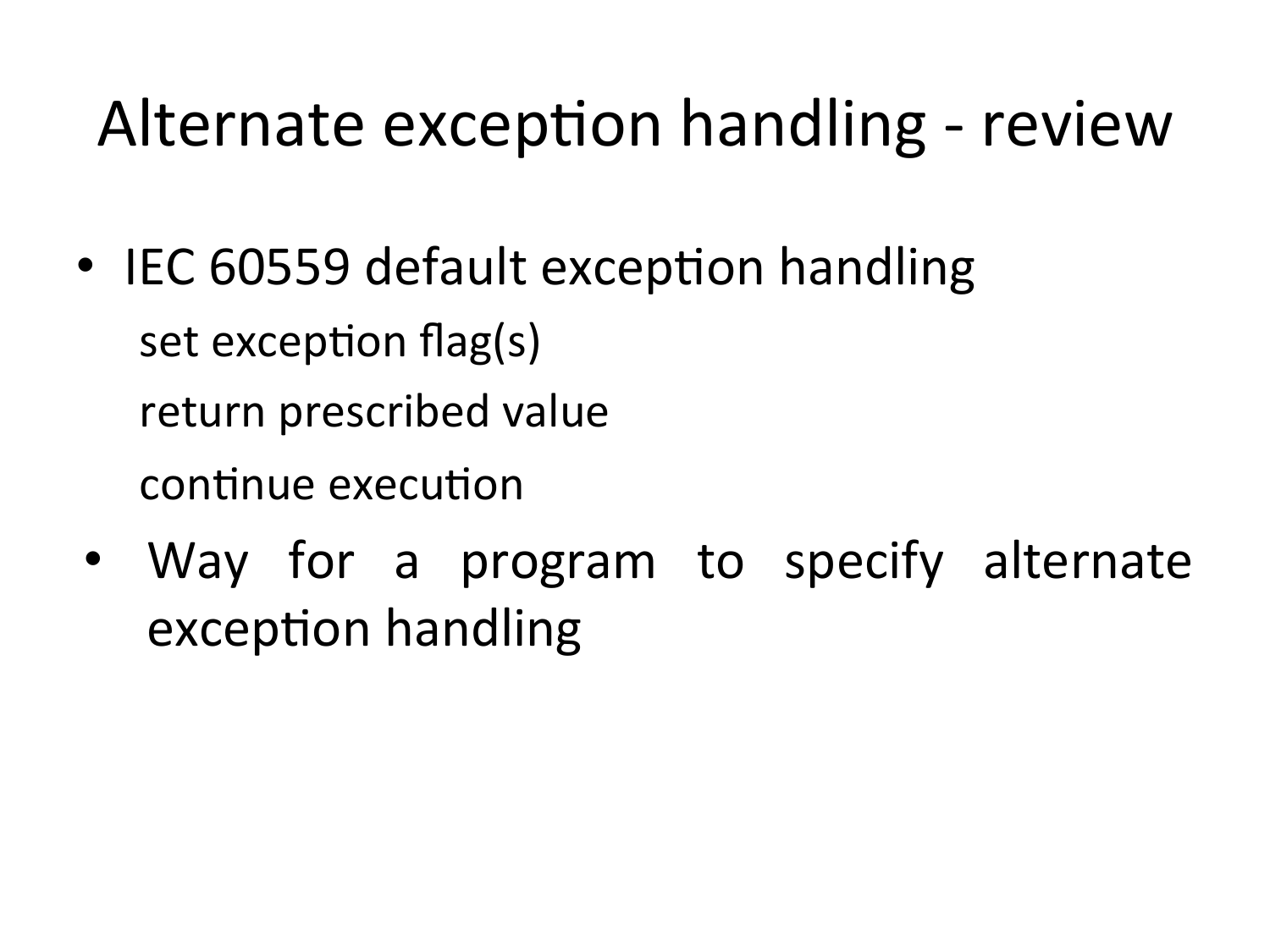# Alternate exception handling - review

- IEC 60559 default exception handling
  - set exception flag(s)
  - return prescribed value
  - continue execution
- Way for a program to specify alternate exception handling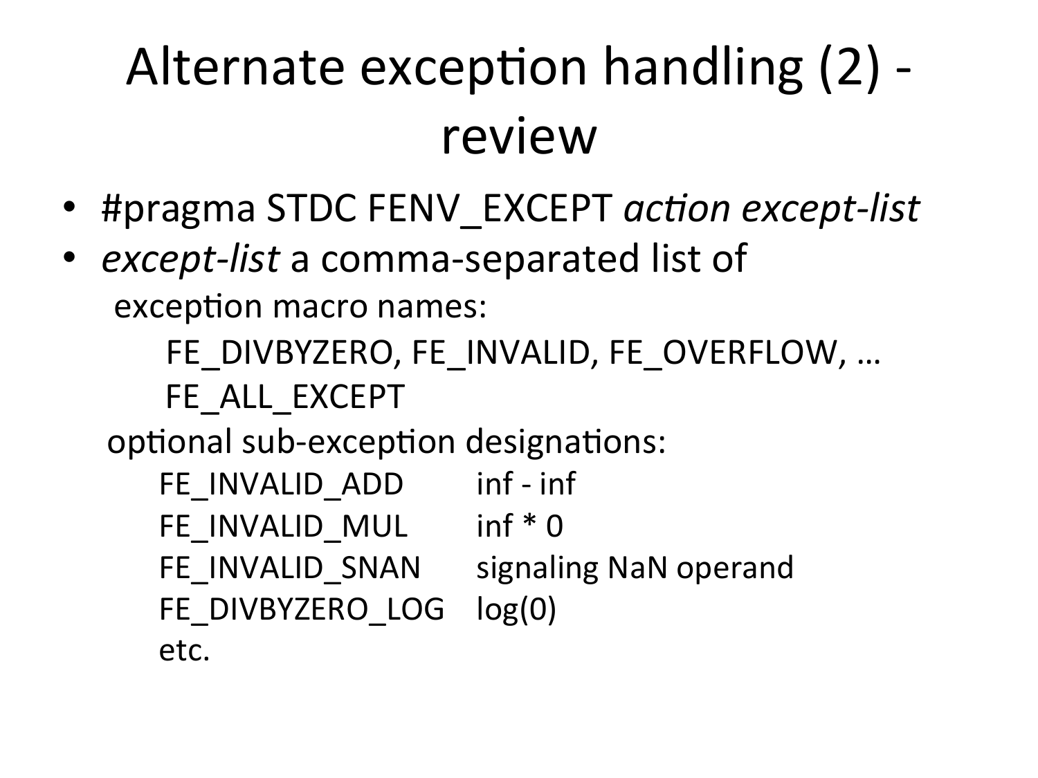# Alternate exception handling (2) - review

- #pragma STDC FENV_EXCEPT *action except-list*
- *except-list* a comma-separated list of

  exception macro names:

  FE_DIVBYZERO, FE_INVALID, FE_OVERFLOW, …

  FE_ALL_EXCEPT

  optional sub-exception designations:

| | |
|---|---|
| FE_INVALID_ADD | inf - inf |
| FE_INVALID_MUL | inf * 0 |
| FE_INVALID_SNAN | signaling NaN operand |
| FE_DIVBYZERO_LOG | log(0) |
| etc. | |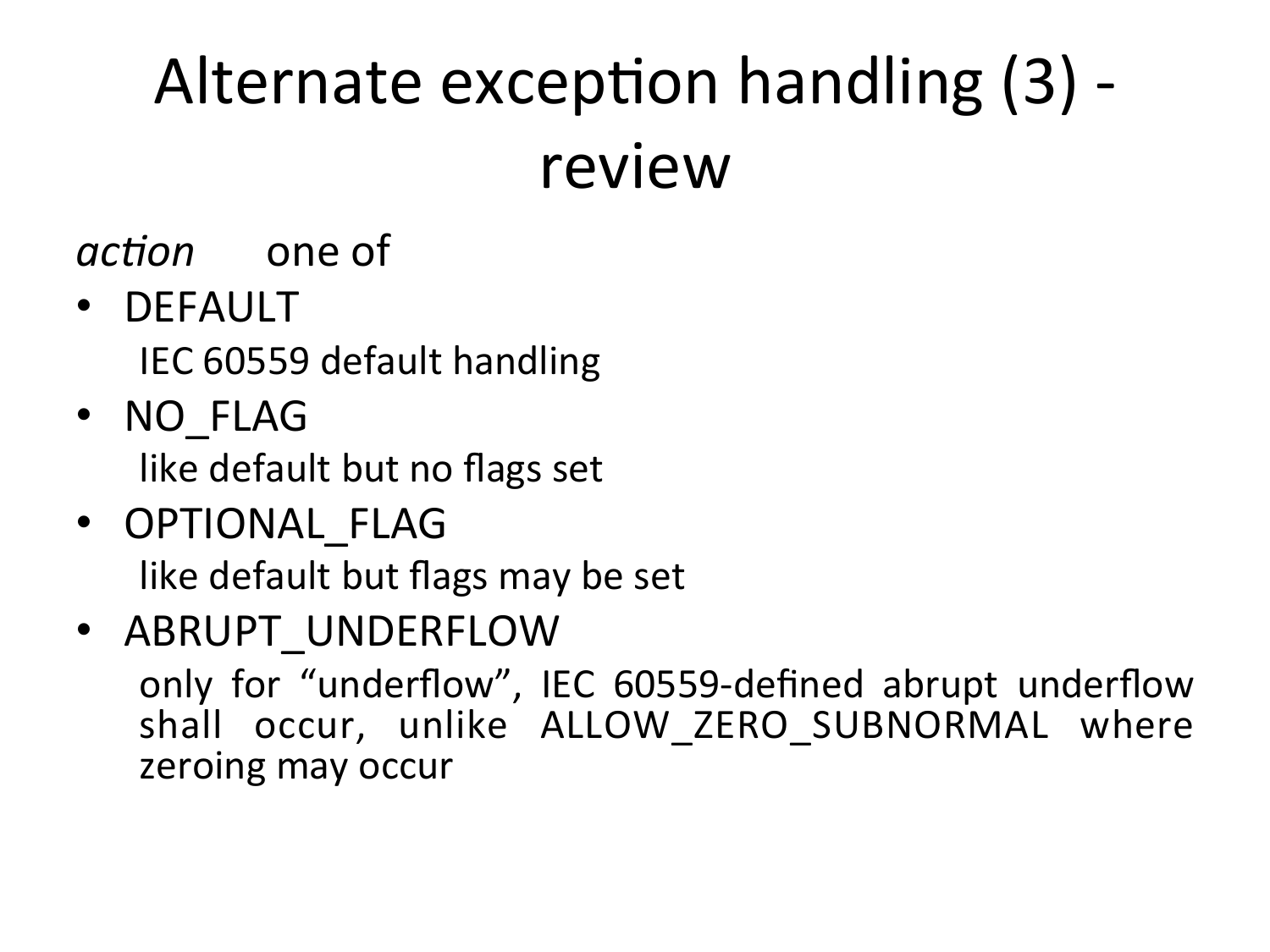# Alternate exception handling (3) - review

*action* one of

- DEFAULT

  IEC 60559 default handling

- NO_FLAG

  like default but no flags set

- OPTIONAL_FLAG

  like default but flags may be set

- ABRUPT_UNDERFLOW

  only for “underflow”, IEC 60559-defined abrupt underflow shall occur, unlike ALLOW_ZERO_SUBNORMAL where zeroing may occur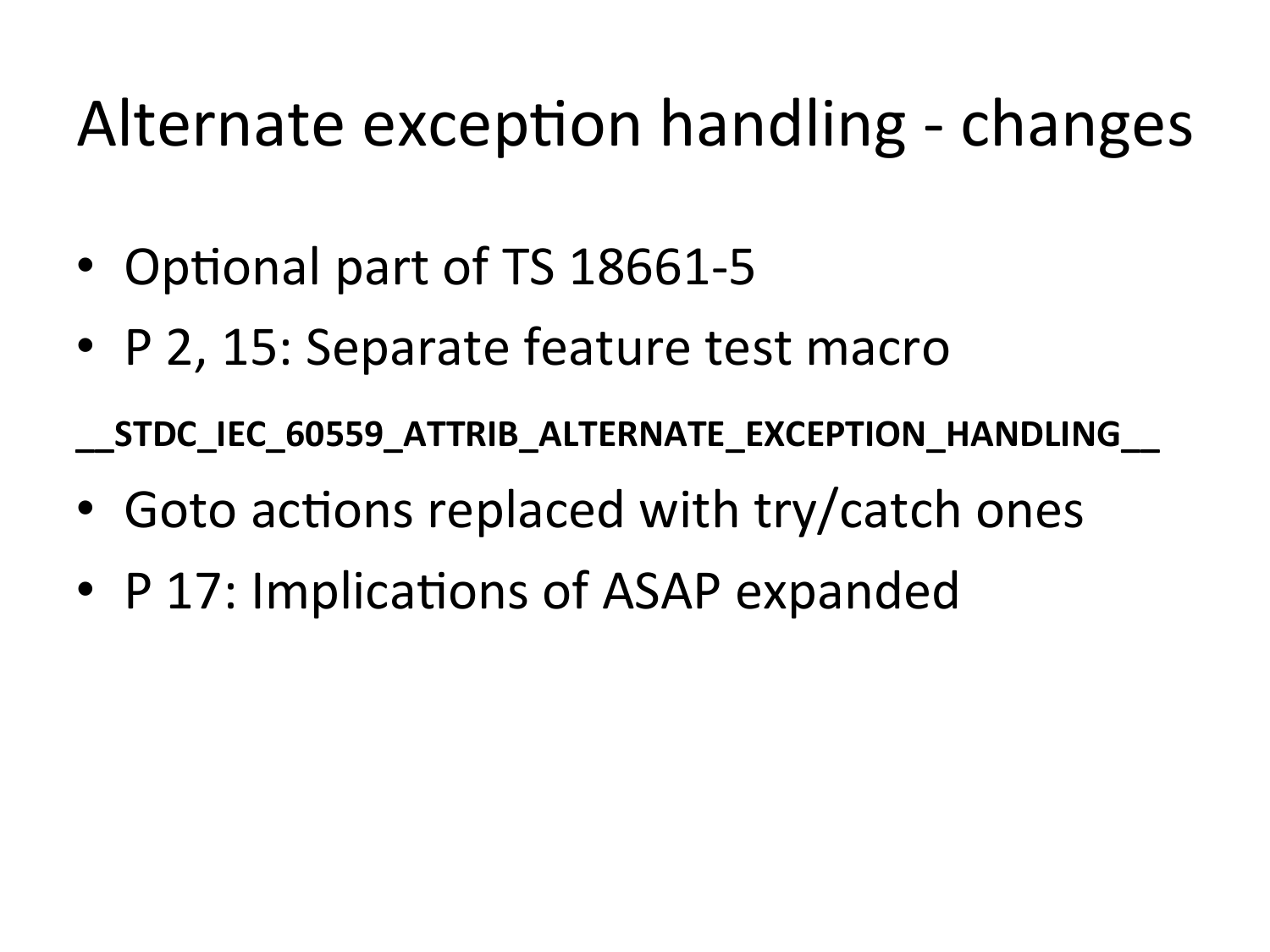# Alternate exception handling - changes

- Optional part of TS 18661-5
- P 2, 15: Separate feature test macro

**__STDC_IEC_60559_ATTRIB_ALTERNATE_EXCEPTION_HANDLING__**

- Goto actions replaced with try/catch ones
- P 17: Implications of ASAP expanded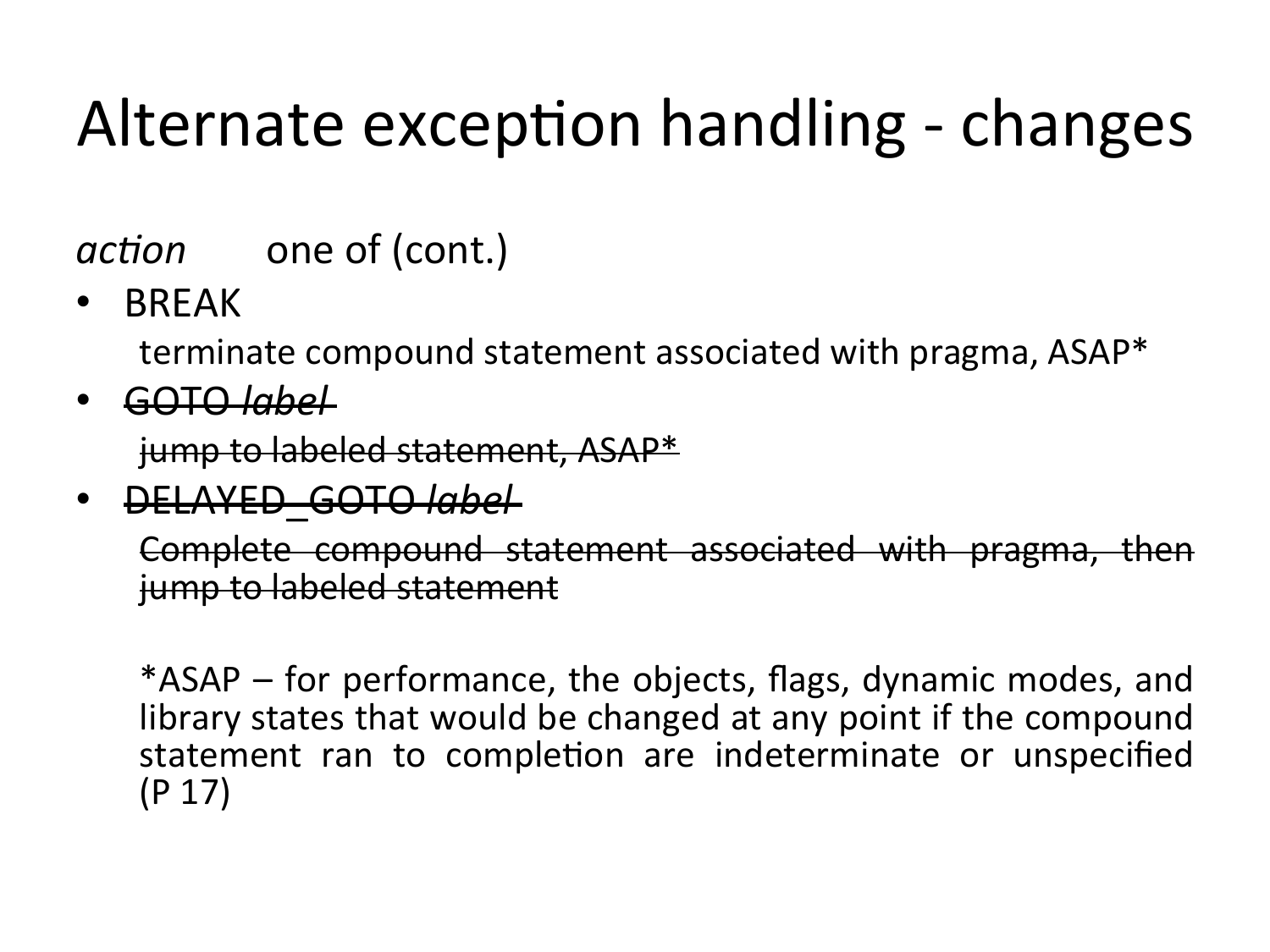# Alternate exception handling - changes

*action* one of (cont.)

- BREAK

  terminate compound statement associated with pragma, ASAP*

- ~~GOTO *label*~~

  ~~jump to labeled statement, ASAP*~~

- ~~DELAYED_GOTO *label*~~

  ~~Complete compound statement associated with pragma, then jump to labeled statement~~

*ASAP – for performance, the objects, flags, dynamic modes, and library states that would be changed at any point if the compound statement ran to completion are indeterminate or unspecified (P 17)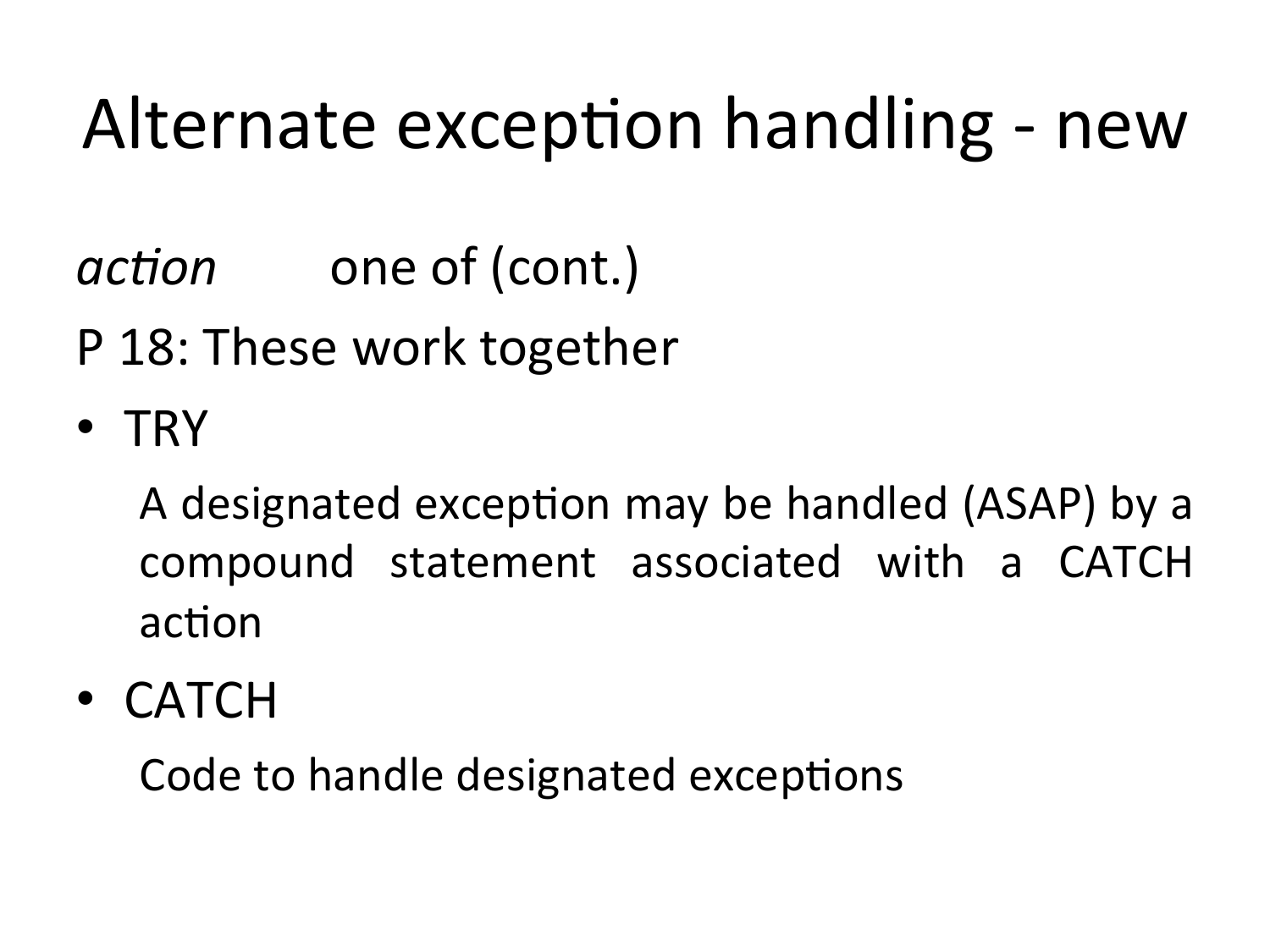# Alternate exception handling - new

*action* one of (cont.)

P 18: These work together

- TRY

  A designated exception may be handled (ASAP) by a compound statement associated with a CATCH action

- CATCH

  Code to handle designated exceptions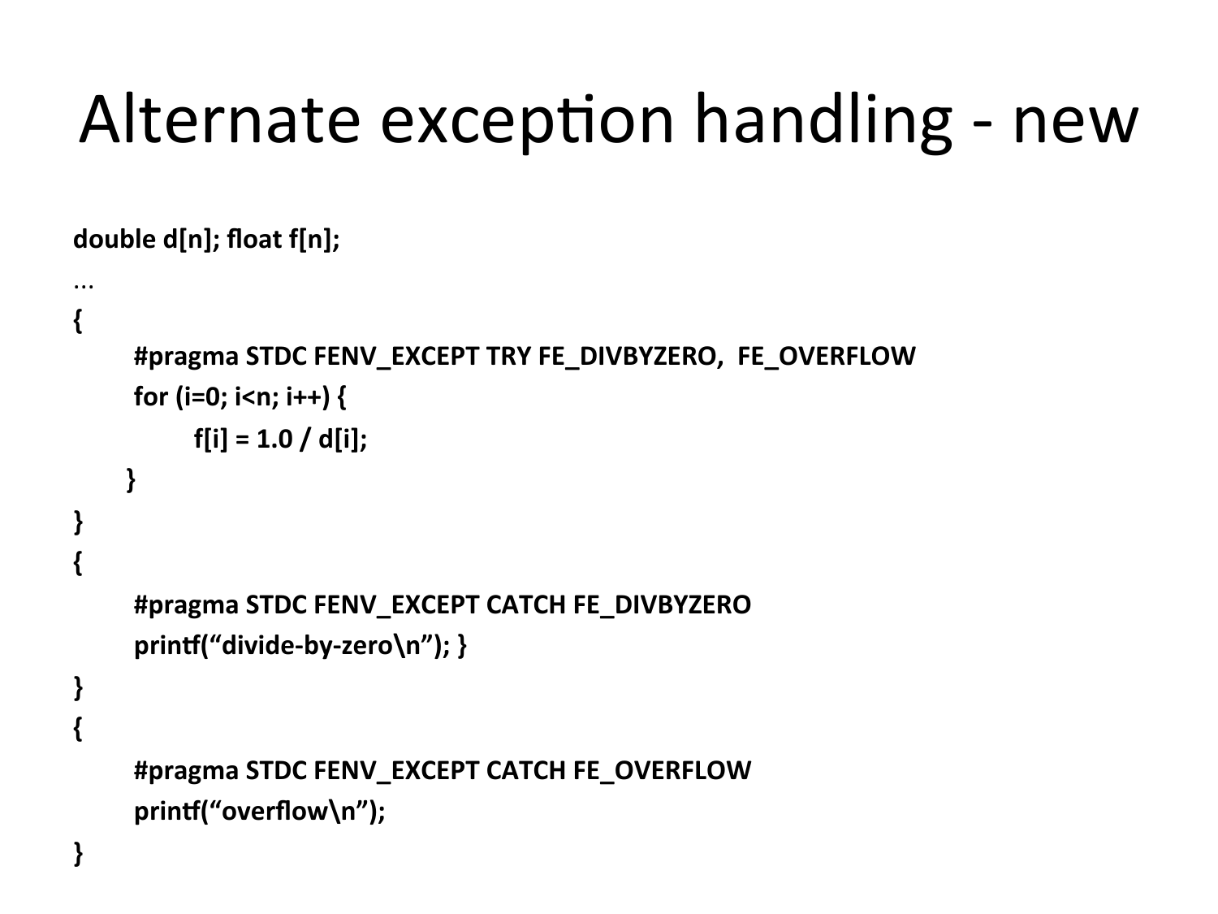# Alternate exception handling - new

```
double d[n]; float f[n];
...
{
      #pragma STDC FENV_EXCEPT TRY FE_DIVBYZERO,  FE_OVERFLOW
      for (i=0; i<n; i++) {
            f[i] = 1.0 / d[i];
      }
}
{
      #pragma STDC FENV_EXCEPT CATCH FE_DIVBYZERO
      printf("divide-by-zero\n"); }
}
{
      #pragma STDC FENV_EXCEPT CATCH FE_OVERFLOW
      printf("overflow\n");
}
```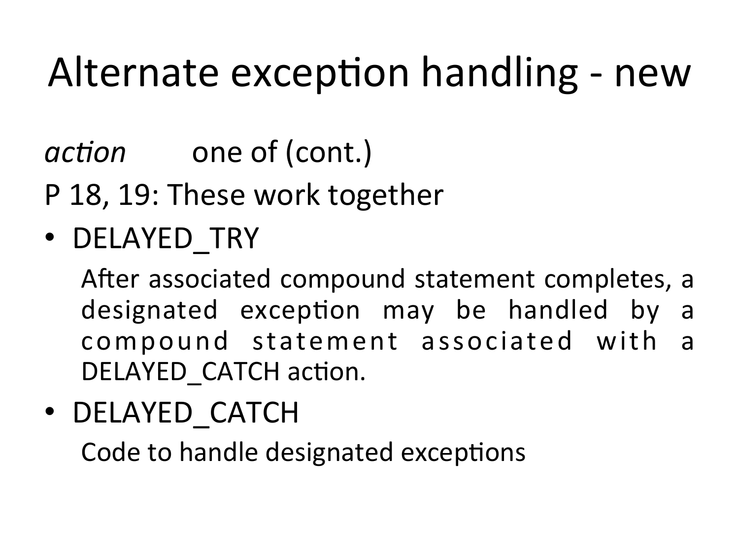# Alternate exception handling - new

*action* one of (cont.)

P 18, 19: These work together

- DELAYED_TRY

  After associated compound statement completes, a designated exception may be handled by a compound statement associated with a DELAYED_CATCH action.

- DELAYED_CATCH

  Code to handle designated exceptions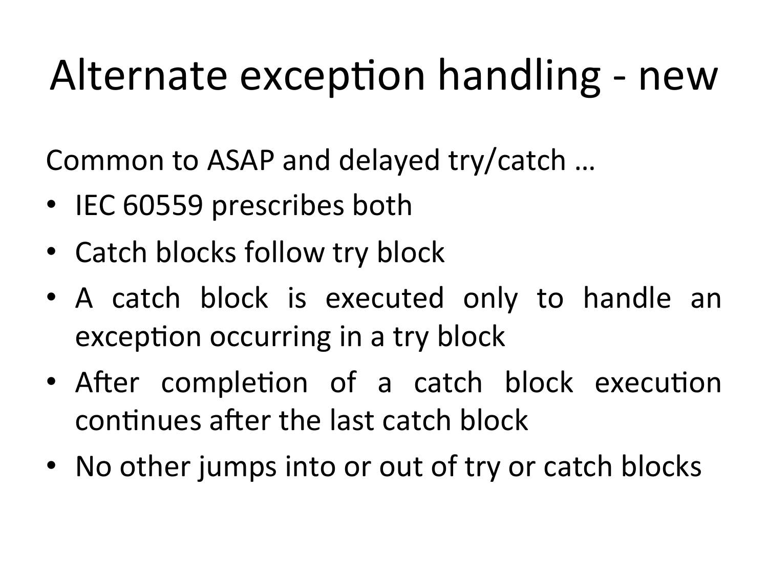# Alternate exception handling - new

Common to ASAP and delayed try/catch …

- IEC 60559 prescribes both
- Catch blocks follow try block
- A catch block is executed only to handle an exception occurring in a try block
- After completion of a catch block execution continues after the last catch block
- No other jumps into or out of try or catch blocks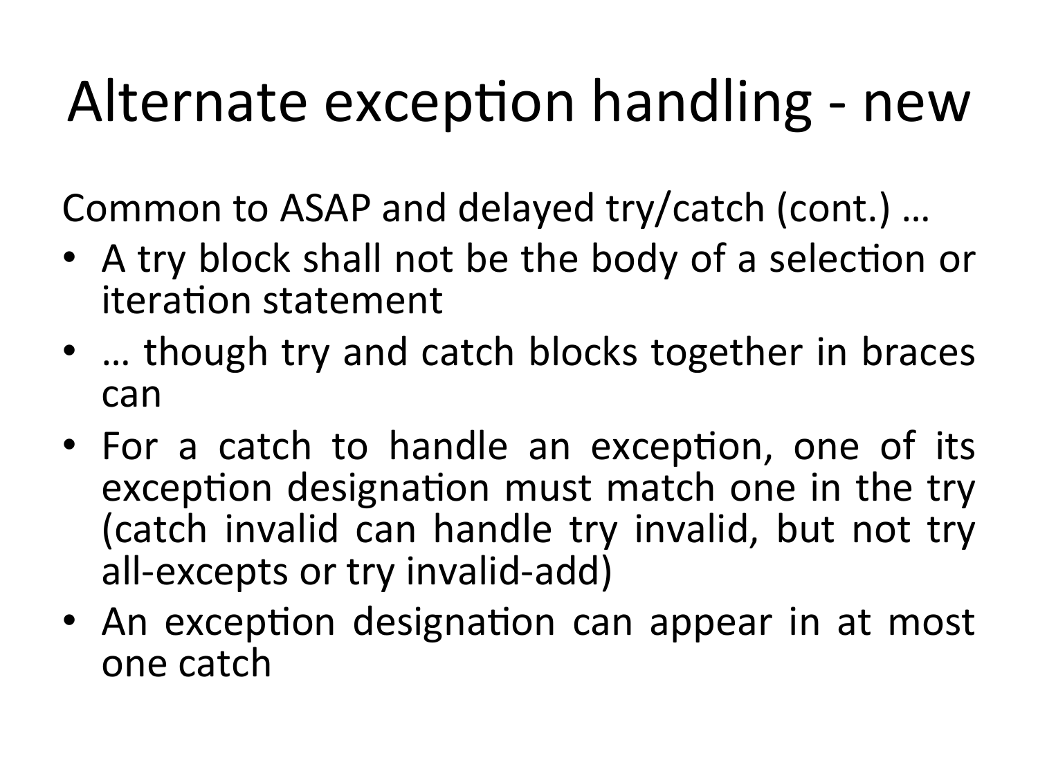# Alternate exception handling - new

Common to ASAP and delayed try/catch (cont.) …

- A try block shall not be the body of a selection or iteration statement
- … though try and catch blocks together in braces can
- For a catch to handle an exception, one of its exception designation must match one in the try (catch invalid can handle try invalid, but not try all-excepts or try invalid-add)
- An exception designation can appear in at most one catch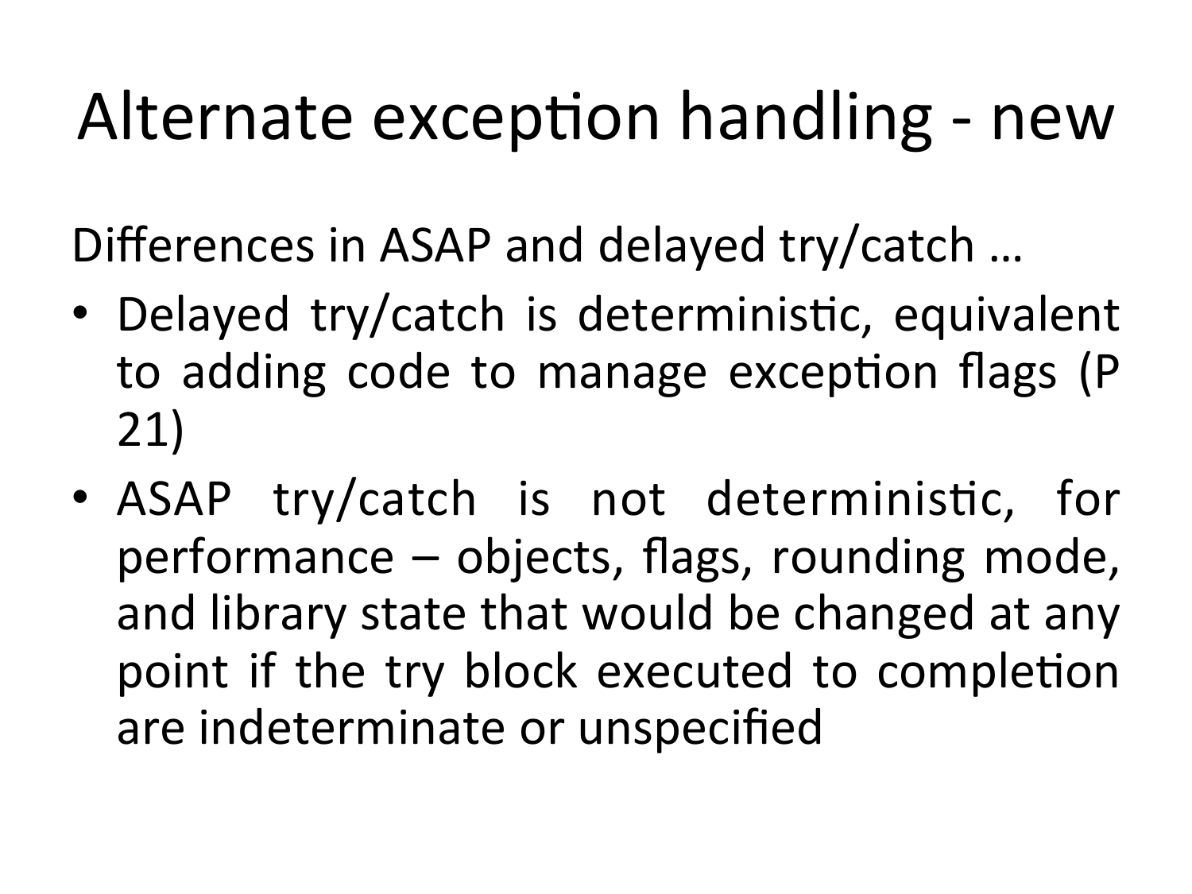# Alternate exception handling - new

Differences in ASAP and delayed try/catch …

- Delayed try/catch is deterministic, equivalent to adding code to manage exception flags (P 21)
- ASAP try/catch is not deterministic, for performance – objects, flags, rounding mode, and library state that would be changed at any point if the try block executed to completion are indeterminate or unspecified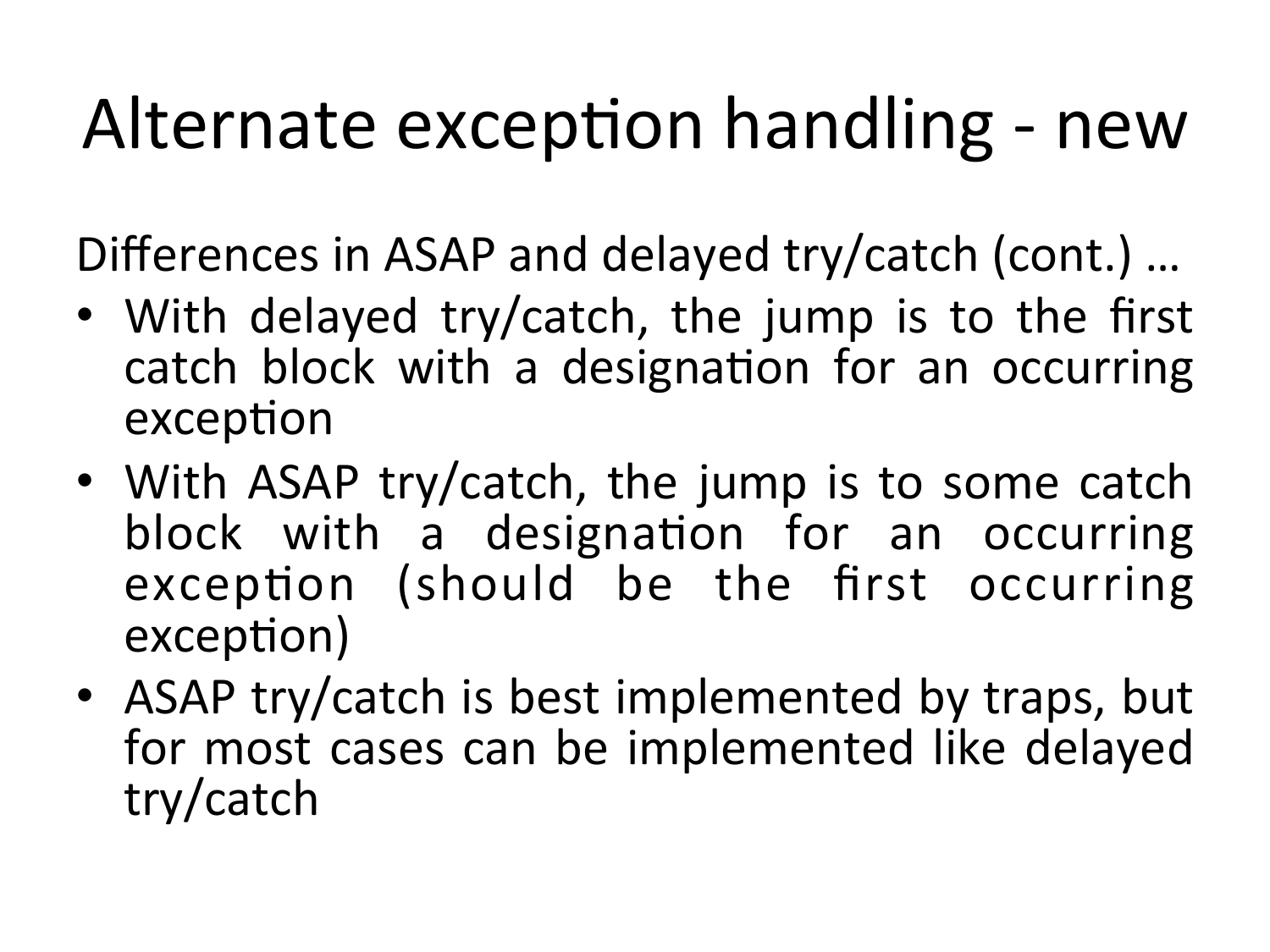# Alternate exception handling - new

Differences in ASAP and delayed try/catch (cont.) …

- With delayed try/catch, the jump is to the first catch block with a designation for an occurring exception
- With ASAP try/catch, the jump is to some catch block with a designation for an occurring exception (should be the first occurring exception)
- ASAP try/catch is best implemented by traps, but for most cases can be implemented like delayed try/catch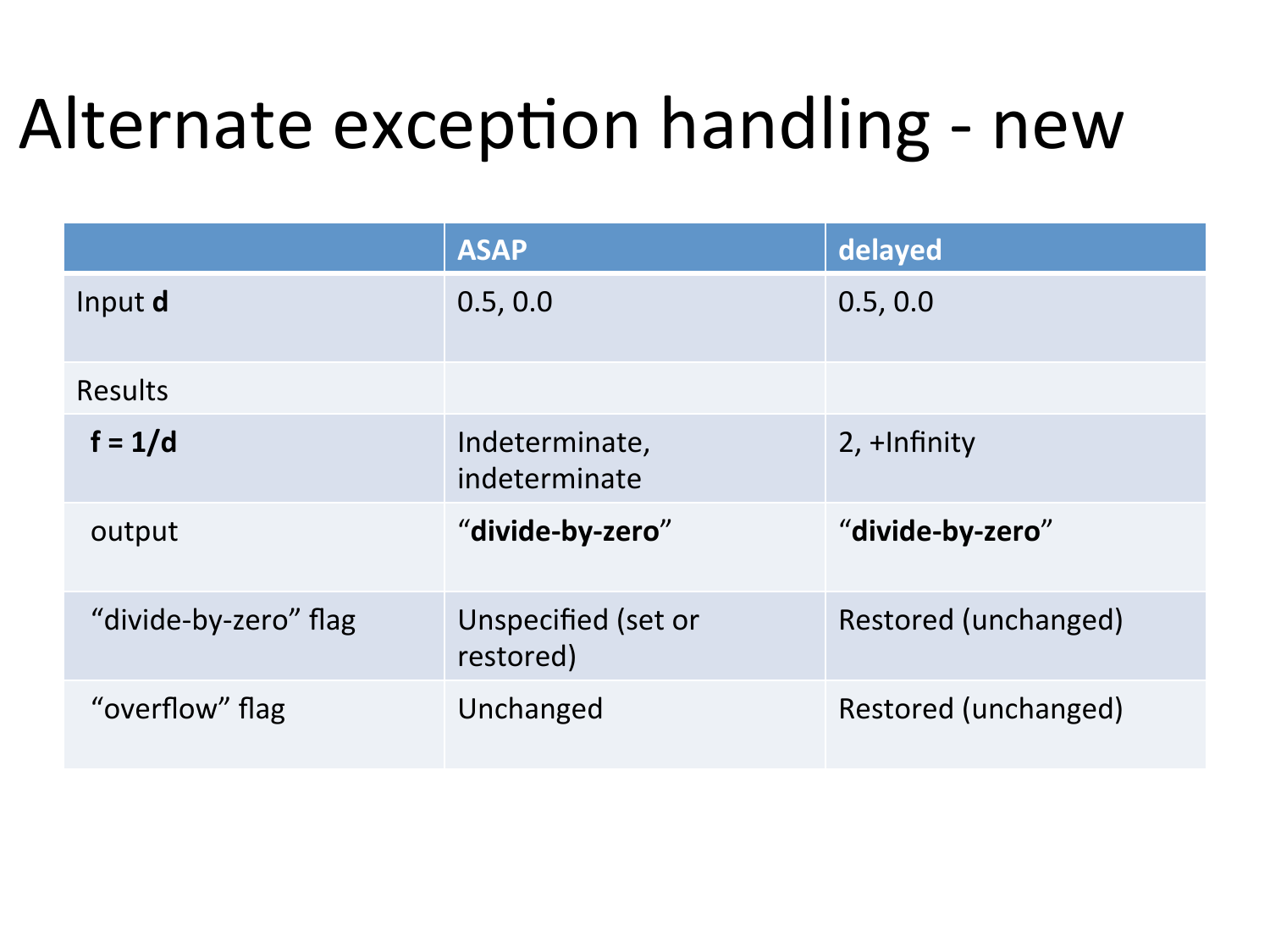# Alternate exception handling - new

| | ASAP | delayed |
|---|---|---|
| Input **d** | 0.5, 0.0 | 0.5, 0.0 |
| Results | | |
| **f = 1/d** | Indeterminate, indeterminate | 2, +Infinity |
| output | “**divide-by-zero**” | “**divide-by-zero**” |
| “divide-by-zero” flag | Unspecified (set or restored) | Restored (unchanged) |
| “overflow” flag | Unchanged | Restored (unchanged) |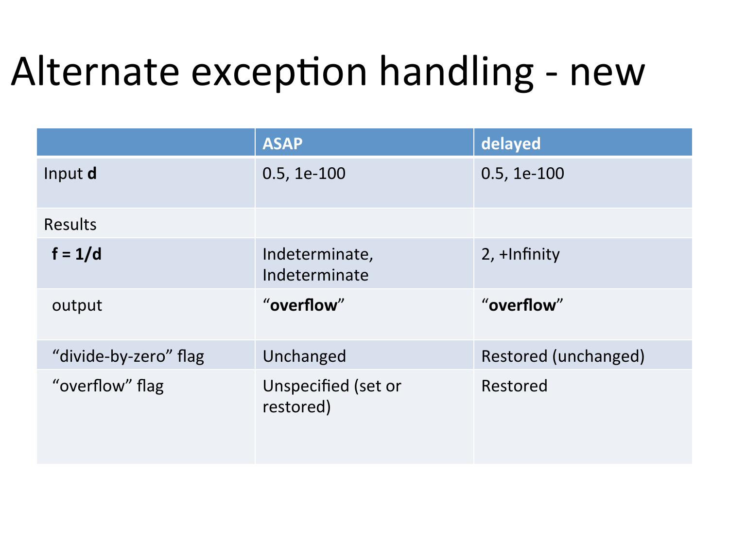# Alternate exception handling - new

| | ASAP | delayed |
|---|---|---|
| Input **d** | 0.5, 1e-100 | 0.5, 1e-100 |
| Results | | |
| **f = 1/d** | Indeterminate, Indeterminate | 2, +Infinity |
| output | "**overflow**" | "**overflow**" |
| "divide-by-zero" flag | Unchanged | Restored (unchanged) |
| "overflow" flag | Unspecified (set or restored) | Restored |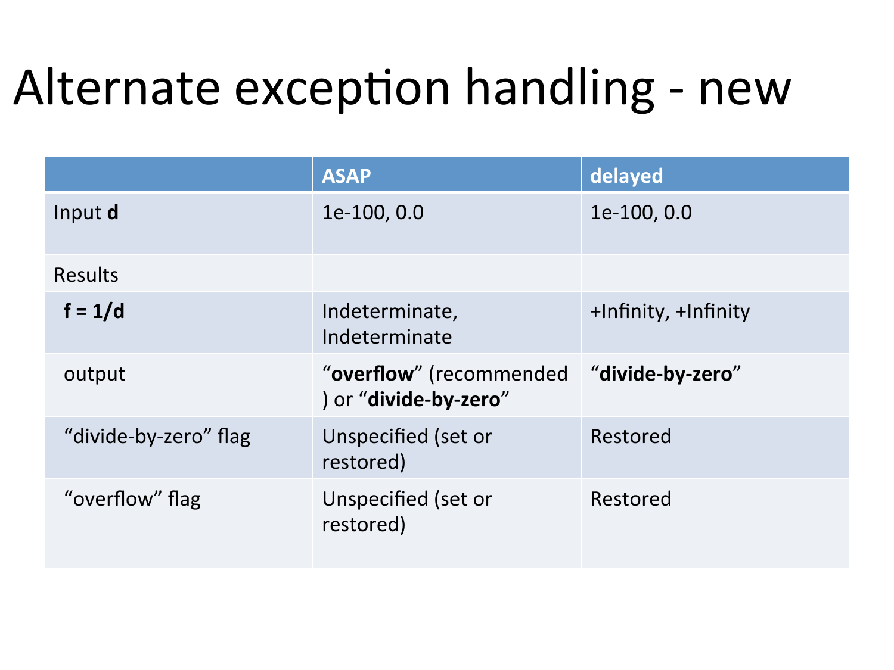# Alternate exception handling - new

| | **ASAP** | **delayed** |
|---|---|---|
| Input **d** | 1e-100, 0.0 | 1e-100, 0.0 |
| Results | | |
| **f = 1/d** | Indeterminate, Indeterminate | +Infinity, +Infinity |
| output | “**overflow**” (recommended ) or “**divide-by-zero**” | “**divide-by-zero**” |
| “divide-by-zero” flag | Unspecified (set or restored) | Restored |
| “overflow” flag | Unspecified (set or restored) | Restored |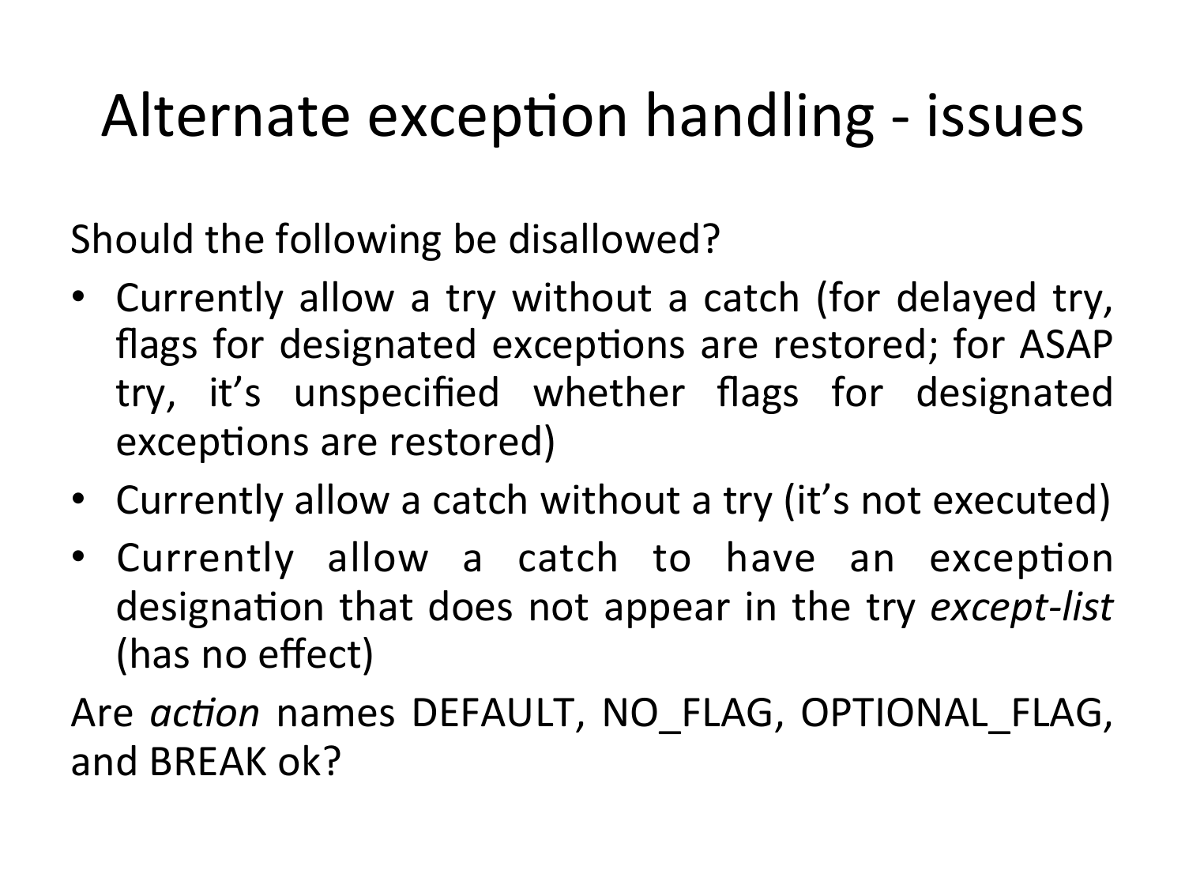# Alternate exception handling - issues

Should the following be disallowed?

- Currently allow a try without a catch (for delayed try, flags for designated exceptions are restored; for ASAP try, it's unspecified whether flags for designated exceptions are restored)
- Currently allow a catch without a try (it's not executed)
- Currently allow a catch to have an exception designation that does not appear in the try *except-list* (has no effect)

Are *action* names DEFAULT, NO_FLAG, OPTIONAL_FLAG, and BREAK ok?